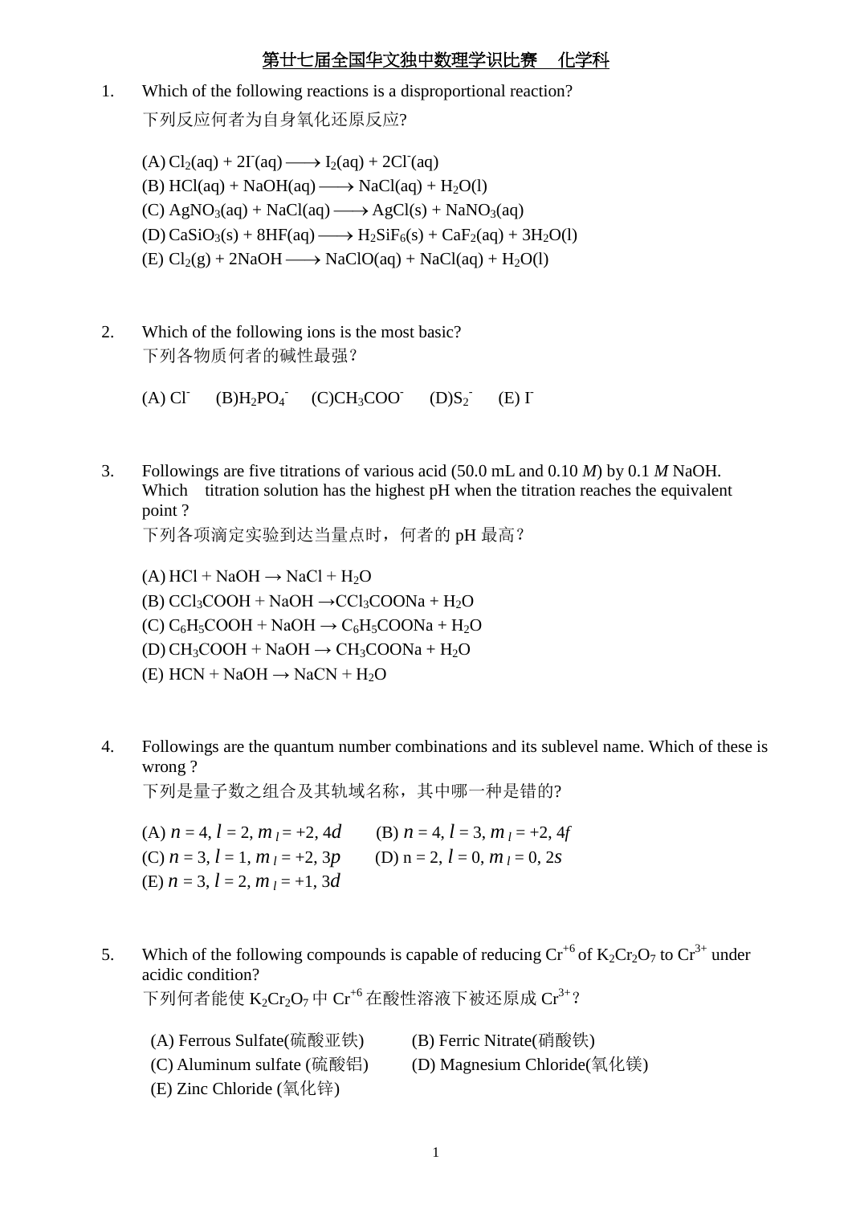# 第廿七届全国华文独中数理学识比赛　化学科

1. Which of the following reactions is a disproportional reaction?
   下列反应何者为自身氧化还原反应?

   (A) $Cl_2(aq) + 2I^-(aq) \longrightarrow I_2(aq) + 2Cl^-(aq)$
   (B) $HCl(aq) + NaOH(aq) \longrightarrow NaCl(aq) + H_2O(l)$
   (C) $AgNO_3(aq) + NaCl(aq) \longrightarrow AgCl(s) + NaNO_3(aq)$
   (D) $CaSiO_3(s) + 8HF(aq) \longrightarrow H_2SiF_6(s) + CaF_2(aq) + 3H_2O(l)$
   (E) $Cl_2(g) + 2NaOH \longrightarrow NaClO(aq) + NaCl(aq) + H_2O(l)$

2. Which of the following ions is the most basic?
   下列各物质何者的碱性最强？

   (A) $Cl^-$　(B) $H_2PO_4^-$　(C) $CH_3COO^-$　(D) $S_2^-$　(E) $I^-$

3. Followings are five titrations of various acid (50.0 mL and 0.10 *M*) by 0.1 *M* NaOH. Which titration solution has the highest pH when the titration reaches the equivalent point ?
   下列各项滴定实验到达当量点时，何者的 pH 最高？

   (A) $HCl + NaOH \rightarrow NaCl + H_2O$
   (B) $CCl_3COOH + NaOH \rightarrow CCl_3COONa + H_2O$
   (C) $C_6H_5COOH + NaOH \rightarrow C_6H_5COONa + H_2O$
   (D) $CH_3COOH + NaOH \rightarrow CH_3COONa + H_2O$
   (E) $HCN + NaOH \rightarrow NaCN + H_2O$

4. Followings are the quantum number combinations and its sublevel name. Which of these is wrong ?
   下列是量子数之组合及其轨域名称，其中哪一种是错的?

   (A) $n = 4, l = 2, m_l = +2$, 4*d*　(B) $n = 4, l = 3, m_l = +2$, 4*f*
   (C) $n = 3, l = 1, m_l = +2$, 3*p*　(D) $n = 2, l = 0, m_l = 0$, 2*s*
   (E) $n = 3, l = 2, m_l = +1$, 3*d*

5. Which of the following compounds is capable of reducing $Cr^{+6}$ of $K_2Cr_2O_7$ to $Cr^{3+}$ under acidic condition?
   下列何者能使 $K_2Cr_2O_7$ 中 $Cr^{+6}$ 在酸性溶液下被还原成 $Cr^{3+}$？

   (A) Ferrous Sulfate(硫酸亚铁)　(B) Ferric Nitrate(硝酸铁)
   (C) Aluminum sulfate (硫酸铝)　(D) Magnesium Chloride(氧化镁)
   (E) Zinc Chloride (氧化锌)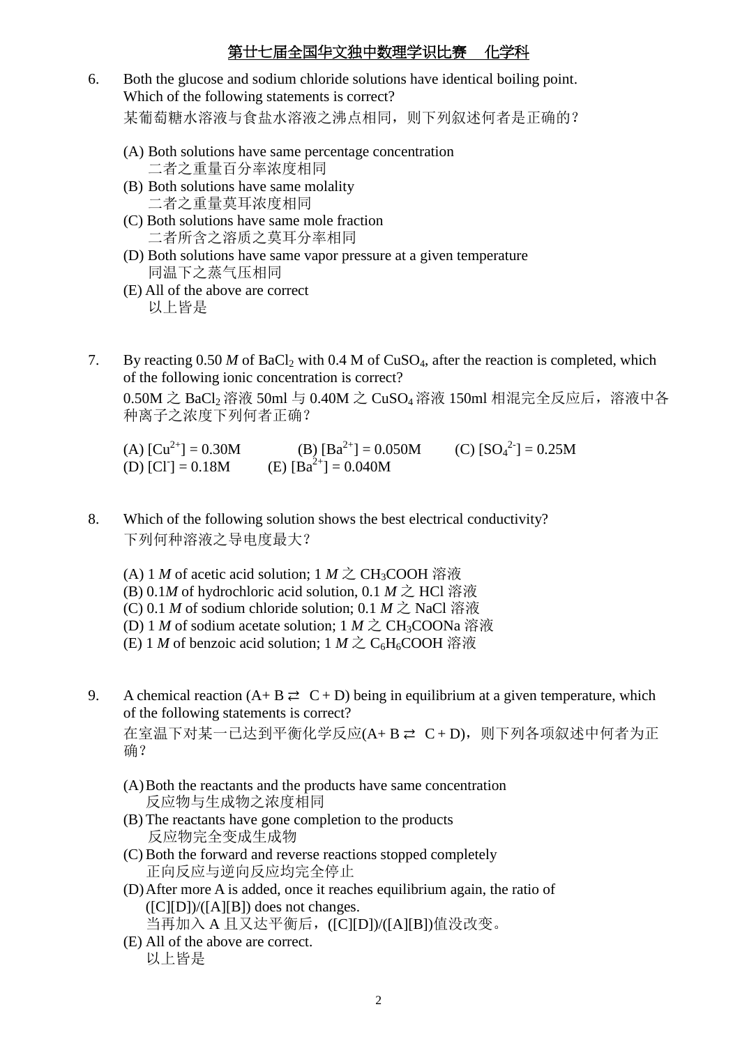6. Both the glucose and sodium chloride solutions have identical boiling point. Which of the following statements is correct?
   某葡萄糖水溶液与食盐水溶液之沸点相同，则下列叙述何者是正确的？

   (A) Both solutions have same percentage concentration
   二者之重量百分率浓度相同
   (B) Both solutions have same molality
   二者之重量莫耳浓度相同
   (C) Both solutions have same mole fraction
   二者所含之溶质之莫耳分率相同
   (D) Both solutions have same vapor pressure at a given temperature
   同温下之蒸气压相同
   (E) All of the above are correct
   以上皆是

7. By reacting 0.50 *M* of $BaCl_2$ with 0.4 M of $CuSO_4$, after the reaction is completed, which of the following ionic concentration is correct?
   0.50M 之 $BaCl_2$ 溶液 50ml 与 0.40M 之 $CuSO_4$ 溶液 150ml 相混完全反应后，溶液中各种离子之浓度下列何者正确？

   (A) $[Cu^{2+}] = 0.30M$ (B) $[Ba^{2+}] = 0.050M$ (C) $[SO_4^{2-}] = 0.25M$
   (D) $[Cl^-] = 0.18M$ (E) $[Ba^{2+}] = 0.040M$

8. Which of the following solution shows the best electrical conductivity?
   下列何种溶液之导电度最大？

   (A) 1 *M* of acetic acid solution; 1 *M* 之 $CH_3COOH$ 溶液
   (B) 0.1*M* of hydrochloric acid solution, 0.1 *M* 之 HCl 溶液
   (C) 0.1 *M* of sodium chloride solution; 0.1 *M* 之 NaCl 溶液
   (D) 1 *M* of sodium acetate solution; 1 *M* 之 $CH_3COONa$ 溶液
   (E) 1 *M* of benzoic acid solution; 1 *M* 之 $C_6H_6COOH$ 溶液

9. A chemical reaction (A+ B ⇄ C + D) being in equilibrium at a given temperature, which of the following statements is correct?
   在室温下对某一已达到平衡化学反应(A+ B ⇄ C + D)，则下列各项叙述中何者为正确？

   (A) Both the reactants and the products have same concentration
   反应物与生成物之浓度相同
   (B) The reactants have gone completion to the products
   反应物完全变成生成物
   (C) Both the forward and reverse reactions stopped completely
   正向反应与逆向反应均完全停止
   (D) After more A is added, once it reaches equilibrium again, the ratio of ([C][D])/([A][B]) does not changes.
   当再加入 A 且又达平衡后，([C][D])/([A][B])值没改变。
   (E) All of the above are correct.
   以上皆是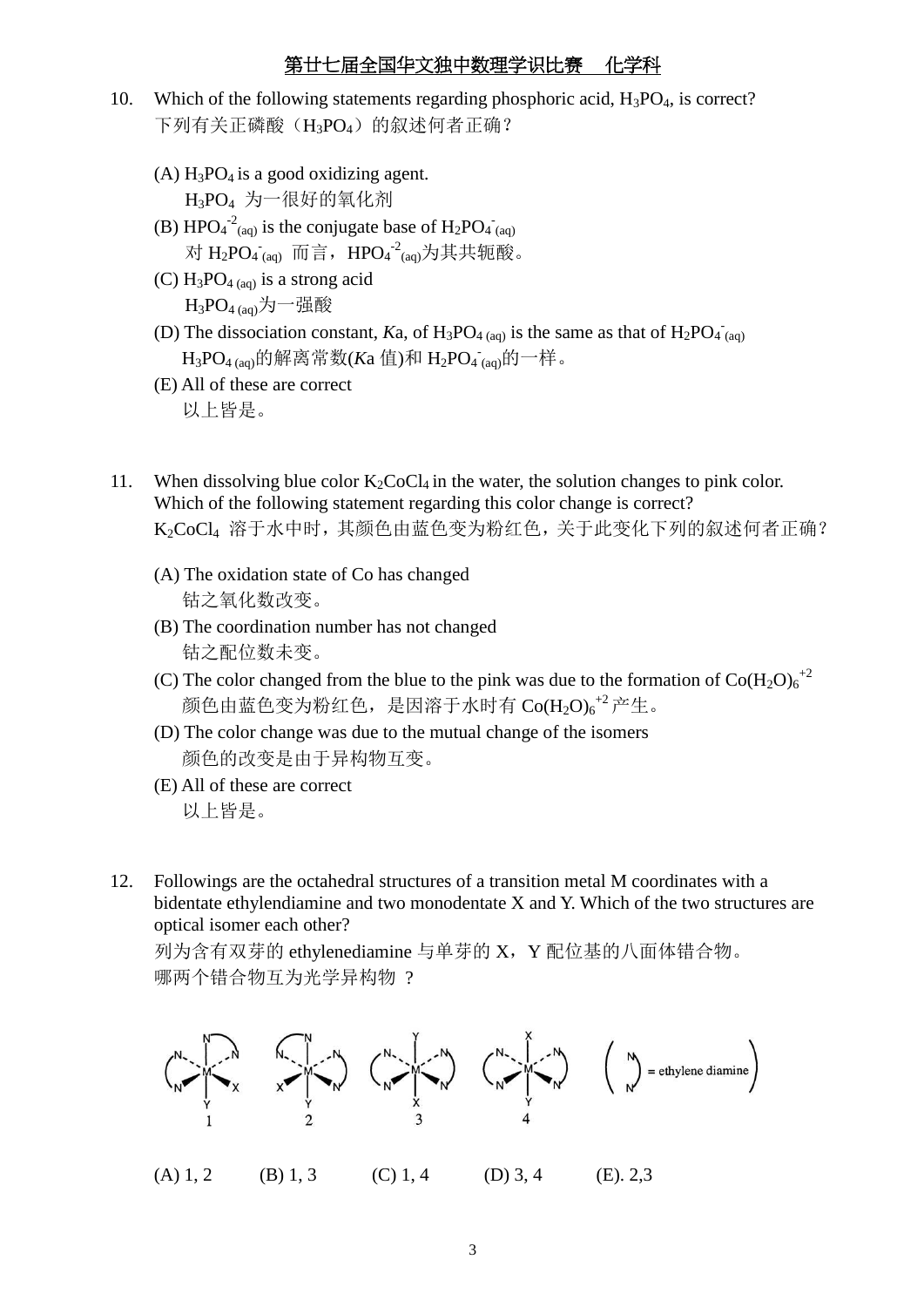10. Which of the following statements regarding phosphoric acid, $H_3PO_4$, is correct?
下列有关正磷酸（$H_3PO_4$）的叙述何者正确？

(A) $H_3PO_4$ is a good oxidizing agent.
$H_3PO_4$ 为一很好的氧化剂

(B) $HPO_4^{-2}{}_{(aq)}$ is the conjugate base of $H_2PO_4^{-}{}_{(aq)}$
对 $H_2PO_4^{-}{}_{(aq)}$ 而言，$HPO_4^{-2}{}_{(aq)}$为其共轭酸。

(C) $H_3PO_{4\,(aq)}$ is a strong acid
$H_3PO_{4\,(aq)}$为一强酸

(D) The dissociation constant, $K$a, of $H_3PO_{4\,(aq)}$ is the same as that of $H_2PO_4^{-}{}_{(aq)}$
$H_3PO_{4\,(aq)}$的解离常数($K$a 值)和 $H_2PO_4^{-}{}_{(aq)}$的一样。

(E) All of these are correct
以上皆是。

11. When dissolving blue color $K_2CoCl_4$ in the water, the solution changes to pink color. Which of the following statement regarding this color change is correct?
$K_2CoCl_4$ 溶于水中时，其颜色由蓝色变为粉红色，关于此变化下列的叙述何者正确？

(A) The oxidation state of Co has changed
钴之氧化数改变。

(B) The coordination number has not changed
钴之配位数未变。

(C) The color changed from the blue to the pink was due to the formation of $Co(H_2O)_6^{+2}$
颜色由蓝色变为粉红色，是因溶于水时有 $Co(H_2O)_6^{+2}$ 产生。

(D) The color change was due to the mutual change of the isomers
颜色的改变是由于异构物互变。

(E) All of these are correct
以上皆是。

12. Followings are the octahedral structures of a transition metal M coordinates with a bidentate ethylendiamine and two monodentate X and Y. Which of the two structures are optical isomer each other?
列为含有双芽的 ethylenediamine 与单芽的 X，Y 配位基的八面体错合物。
哪两个错合物互为光学异构物 ？

(A) 1, 2 (B) 1, 3 (C) 1, 4 (D) 3, 4 (E). 2,3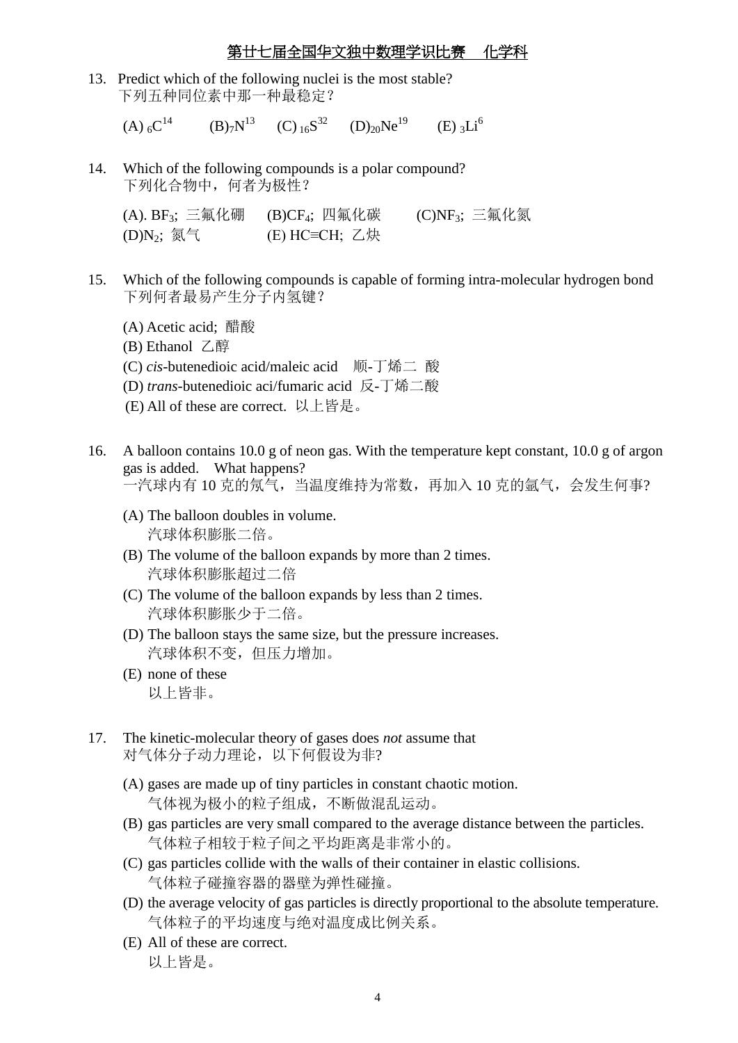13. Predict which of the following nuclei is the most stable?
    下列五种同位素中那一种最稳定？

    (A) $_{6}C^{14}$ (B) $_{7}N^{13}$ (C) $_{16}S^{32}$ (D) $_{20}Ne^{19}$ (E) $_{3}Li^{6}$

14. Which of the following compounds is a polar compound?
    下列化合物中，何者为极性？

    (A). $BF_3$; 三氟化硼 (B) $CF_4$; 四氟化碳 (C) $NF_3$; 三氟化氮
    (D) $N_2$; 氮气 (E) HC≡CH; 乙炔

15. Which of the following compounds is capable of forming intra-molecular hydrogen bond
    下列何者最易产生分子内氢键？

    (A) Acetic acid; 醋酸
    (B) Ethanol 乙醇
    (C) *cis*-butenedioic acid/maleic acid 顺-丁烯二 酸
    (D) *trans*-butenedioic aci/fumaric acid 反-丁烯二酸
    (E) All of these are correct. 以上皆是。

16. A balloon contains 10.0 g of neon gas. With the temperature kept constant, 10.0 g of argon gas is added. What happens?
    一汽球内有 10 克的氖气，当温度维持为常数，再加入 10 克的氩气，会发生何事?

    (A) The balloon doubles in volume.
        汽球体积膨胀二倍。
    (B) The volume of the balloon expands by more than 2 times.
        汽球体积膨胀超过二倍
    (C) The volume of the balloon expands by less than 2 times.
        汽球体积膨胀少于二倍。
    (D) The balloon stays the same size, but the pressure increases.
        汽球体积不变，但压力增加。
    (E) none of these
        以上皆非。

17. The kinetic-molecular theory of gases does *not* assume that
    对气体分子动力理论，以下何假设为非?

    (A) gases are made up of tiny particles in constant chaotic motion.
        气体视为极小的粒子组成，不断做混乱运动。
    (B) gas particles are very small compared to the average distance between the particles.
        气体粒子相较于粒子间之平均距离是非常小的。
    (C) gas particles collide with the walls of their container in elastic collisions.
        气体粒子碰撞容器的器壁为弹性碰撞。
    (D) the average velocity of gas particles is directly proportional to the absolute temperature.
        气体粒子的平均速度与绝对温度成比例关系。
    (E) All of these are correct.
        以上皆是。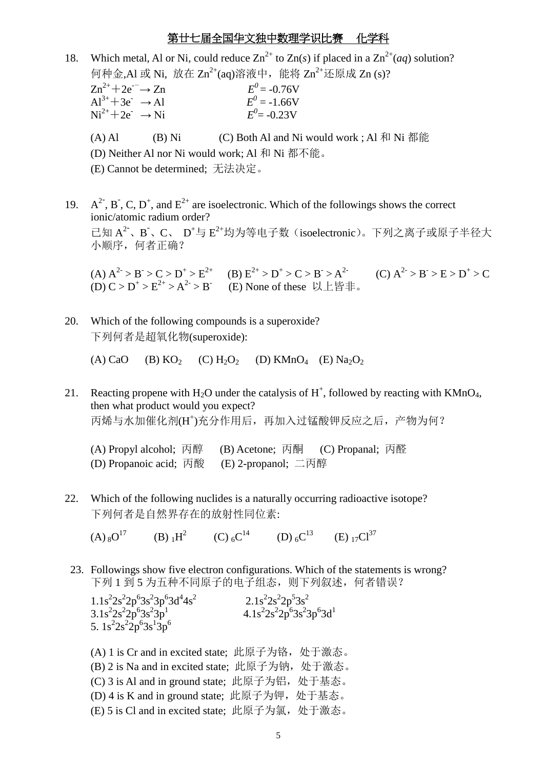18. Which metal, Al or Ni, could reduce $Zn^{2+}$ to Zn(*s*) if placed in a $Zn^{2+}$(*aq*) solution?
何种金,Al 或 Ni, 放在 $Zn^{2+}$(aq)溶液中，能将 $Zn^{2+}$还原成 Zn (s)?

$Zn^{2+} + 2e^{-} \rightarrow Zn$ $E^0 = -0.76V$
$Al^{3+} + 3e^{-} \rightarrow Al$ $E^0 = -1.66V$
$Ni^{2+} + 2e^{-} \rightarrow Ni$ $E^0 = -0.23V$

(A) Al (B) Ni (C) Both Al and Ni would work ; Al 和 Ni 都能
(D) Neither Al nor Ni would work; Al 和 Ni 都不能。
(E) Cannot be determined; 无法决定。

19. $A^{2-}$, $B^{-}$, C, $D^{+}$, and $E^{2+}$ are isoelectronic. Which of the followings shows the correct ionic/atomic radium order?
已知 $A^{2-}$、$B^{-}$、C、 $D^{+}$与 $E^{2+}$均为等电子数（isoelectronic）。下列之离子或原子半径大小顺序，何者正确？

(A) $A^{2-} > B^{-} > C > D^{+} > E^{2+}$ (B) $E^{2+} > D^{+} > C > B^{-} > A^{2-}$ (C) $A^{2-} > B^{-} > E > D^{+} > C$
(D) $C > D^{+} > E^{2+} > A^{2-} > B^{-}$ (E) None of these 以上皆非。

20. Which of the following compounds is a superoxide?
下列何者是超氧化物(superoxide):

(A) CaO (B) $KO_2$ (C) $H_2O_2$ (D) $KMnO_4$ (E) $Na_2O_2$

21. Reacting propene with $H_2O$ under the catalysis of $H^+$, followed by reacting with $KMnO_4$, then what product would you expect?
丙烯与水加催化剂($H^+$)充分作用后，再加入过锰酸钾反应之后，产物为何？

(A) Propyl alcohol; 丙醇 (B) Acetone; 丙酮 (C) Propanal; 丙醛
(D) Propanoic acid; 丙酸 (E) 2-propanol; 二丙醇

22. Which of the following nuclides is a naturally occurring radioactive isotope?
下列何者是自然界存在的放射性同位素:

(A) $_{8}O^{17}$ (B) $_{1}H^{2}$ (C) $_{6}C^{14}$ (D) $_{6}C^{13}$ (E) $_{17}Cl^{37}$

23. Followings show five electron configurations. Which of the statements is wrong?
下列 1 到 5 为五种不同原子的电子组态，则下列叙述，何者错误？

1.$1s^22s^22p^63s^23p^63d^44s^2$ 2.$1s^22s^22p^53s^2$
3.$1s^22s^22p^63s^23p^1$ 4.$1s^22s^22p^63s^23p^63d^1$
5. $1s^22s^22p^63s^13p^6$

(A) 1 is Cr and in excited state; 此原子为铬，处于激态。
(B) 2 is Na and in excited state; 此原子为钠，处于激态。
(C) 3 is Al and in ground state; 此原子为铝，处于基态。
(D) 4 is K and in ground state; 此原子为钾，处于基态。
(E) 5 is Cl and in excited state; 此原子为氯，处于激态。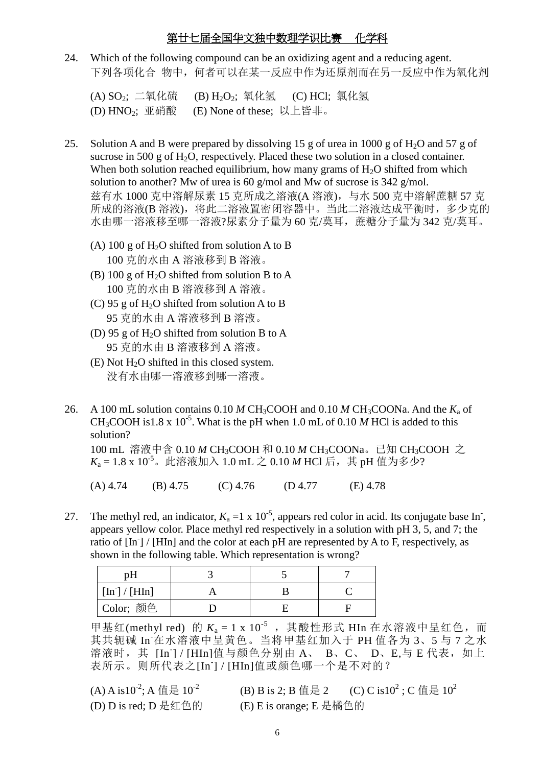24. Which of the following compound can be an oxidizing agent and a reducing agent.
下列各项化合 物中，何者可以在某一反应中作为还原剂而在另一反应中作为氧化剂

(A) $SO_2$; 二氧化硫　(B) $H_2O_2$; 氧化氢　(C) HCl; 氯化氢
(D) $HNO_2$; 亚硝酸　(E) None of these; 以上皆非。

25. Solution A and B were prepared by dissolving 15 g of urea in 1000 g of $H_2O$ and 57 g of sucrose in 500 g of $H_2O$, respectively. Placed these two solution in a closed container. When both solution reached equilibrium, how many grams of $H_2O$ shifted from which solution to another? Mw of urea is 60 g/mol and Mw of sucrose is 342 g/mol.
兹有水 1000 克中溶解尿素 15 克所成之溶液(A 溶液)，与水 500 克中溶解蔗糖 57 克所成的溶液(B 溶液)，将此二溶液置密闭容器中。当此二溶液达成平衡时，多少克的水由哪一溶液移至哪一溶液?尿素分子量为 60 克/莫耳，蔗糖分子量为 342 克/莫耳。

(A) 100 g of $H_2O$ shifted from solution A to B
100 克的水由 A 溶液移到 B 溶液。
(B) 100 g of $H_2O$ shifted from solution B to A
100 克的水由 B 溶液移到 A 溶液。
(C) 95 g of $H_2O$ shifted from solution A to B
95 克的水由 A 溶液移到 B 溶液。
(D) 95 g of $H_2O$ shifted from solution B to A
95 克的水由 B 溶液移到 A 溶液。
(E) Not $H_2O$ shifted in this closed system.
没有水由哪一溶液移到哪一溶液。

26. A 100 mL solution contains 0.10 *M* $CH_3COOH$ and 0.10 *M* $CH_3COONa$. And the $K_a$ of $CH_3COOH$ is$1.8 \times 10^{-5}$. What is the pH when 1.0 mL of 0.10 *M* HCl is added to this solution?
100 mL 溶液中含 0.10 *M* $CH_3COOH$ 和 0.10 *M* $CH_3COONa$。已知 $CH_3COOH$ 之 $K_a = 1.8 \times 10^{-5}$。此溶液加入 1.0 mL 之 0.10 *M* HCl 后，其 pH 值为多少?

(A) 4.74　(B) 4.75　(C) 4.76　(D 4.77　(E) 4.78

27. The methyl red, an indicator, $K_a = 1 \times 10^{-5}$, appears red color in acid. Its conjugate base $In^-$, appears yellow color. Place methyl red respectively in a solution with pH 3, 5, and 7; the ratio of $[In^-] / [HIn]$ and the color at each pH are represented by A to F, respectively, as shown in the following table. Which representation is wrong?

| pH | 3 | 5 | 7 |
|---|---|---|---|
| $[In^-] / [HIn]$ | A | B | C |
| Color; 颜色 | D | E | F |

甲基红(methyl red) 的 $K_a = 1 \times 10^{-5}$ ，其酸性形式 HIn 在水溶液中呈红色，而其共轭碱 $In^-$在水溶液中呈黄色。当将甲基红加入于 PH 值各为 3、5 与 7 之水溶液时，其 $[In^-] / [HIn]$值与颜色分别由 A、 B、C、 D、E,与 E 代表，如上表所示。则所代表之$[In^-] / [HIn]$值或颜色哪一个是不对的？

(A) A is$10^{-2}$; A 值是 $10^{-2}$　(B) B is 2; B 值是 2　(C) C is$10^{2}$ ; C 值是 $10^{2}$
(D) D is red; D 是红色的　(E) E is orange; E 是橘色的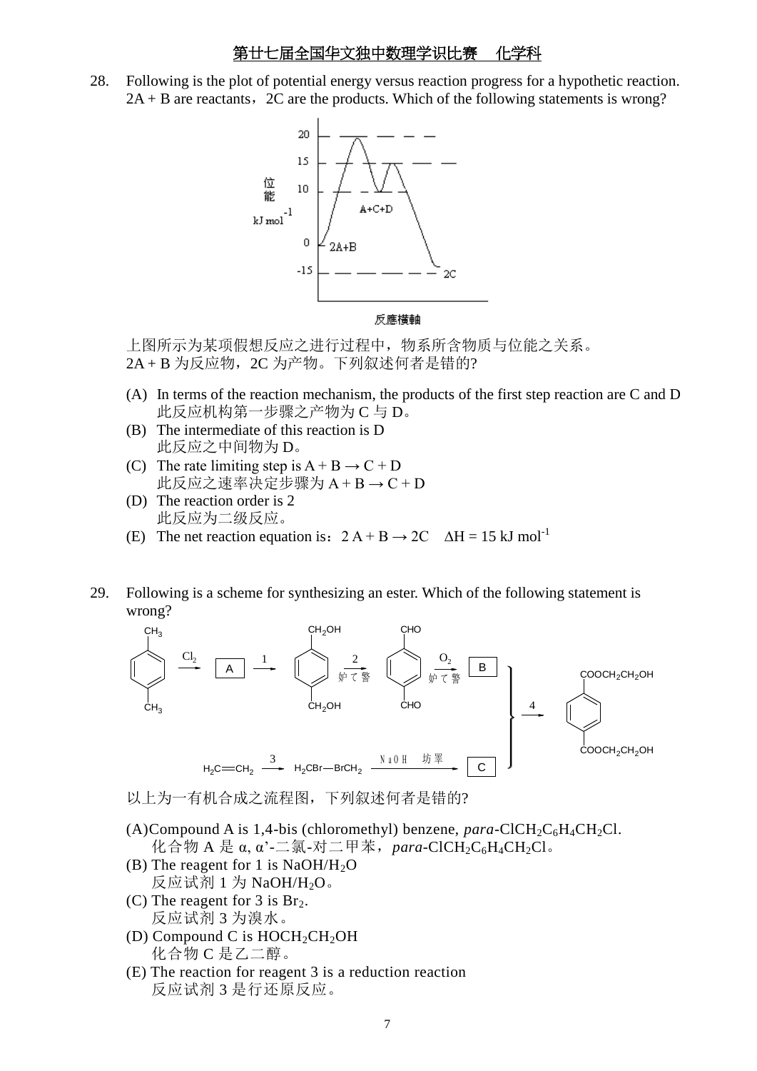# 第廿七届全国华文独中数理学识比赛 化学科

28. Following is the plot of potential energy versus reaction progress for a hypothetic reaction. 2A + B are reactants，2C are the products. Which of the following statements is wrong?

位能 kJ mol$^{-1}$: 20, 15, 10, 0, -15

2A+B　A+C+D　2C

反應橫軸

上图所示为某项假想反应之进行过程中，物系所含物质与位能之关系。2A + B 为反应物，2C 为产物。下列叙述何者是错的?

(A) In terms of the reaction mechanism, the products of the first step reaction are C and D
此反应机构第一步骤之产物为 C 与 D。

(B) The intermediate of this reaction is D
此反应之中间物为 D。

(C) The rate limiting step is A + B → C + D
此反应之速率决定步骤为 A + B → C + D

(D) The reaction order is 2
此反应为二级反应。

(E) The net reaction equation is：2 A + B → 2C　ΔH = 15 kJ mol$^{-1}$

29. Following is a scheme for synthesizing an ester. Which of the following statement is wrong?

$p$-$CH_3C_6H_4CH_3$ —$Cl_2$→ A —1→ $p$-$HOCH_2C_6H_4CH_2OH$ —2→ $p$-$OHCC_6H_4CHO$ —$O_2$→ B

$H_2C{=}CH_2$ —3→ $H_2CBr{-}BrCH_2$ —NaOH→ C

B + C —4→ $p$-$C_6H_4(COOCH_2CH_2OH)_2$

以上为一有机合成之流程图，下列叙述何者是错的?

(A) Compound A is 1,4-bis (chloromethyl) benzene, *para*-$ClCH_2C_6H_4CH_2Cl$.
化合物 A 是 α, α'-二氯-对二甲苯，*para*-$ClCH_2C_6H_4CH_2Cl$。

(B) The reagent for 1 is $NaOH/H_2O$
反应试剂 1 为 $NaOH/H_2O$。

(C) The reagent for 3 is $Br_2$.
反应试剂 3 为溴水。

(D) Compound C is $HOCH_2CH_2OH$
化合物 C 是乙二醇。

(E) The reaction for reagent 3 is a reduction reaction
反应试剂 3 是行还原反应。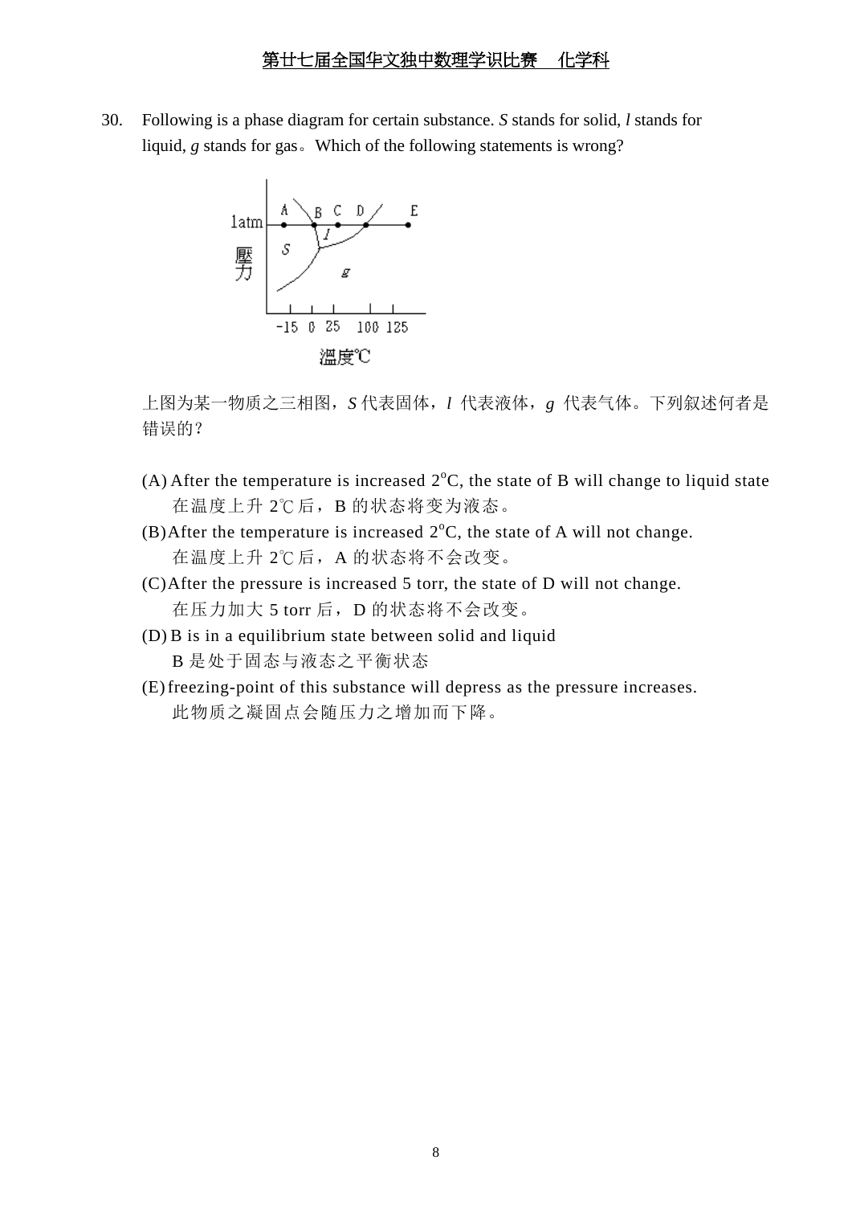30. Following is a phase diagram for certain substance. *S* stands for solid, *l* stands for liquid, *g* stands for gas。Which of the following statements is wrong?

1atm
A B C D E
*S*
*l*
*g*
壓力
-15 0 25 100 125
溫度℃

上图为某一物质之三相图，*S* 代表固体，*l* 代表液体，*g* 代表气体。下列叙述何者是错误的？

(A) After the temperature is increased 2$^o$C, the state of B will change to liquid state
在温度上升 2℃后，B 的状态将变为液态。

(B) After the temperature is increased 2$^o$C, the state of A will not change.
在温度上升 2℃后，A 的状态将不会改变。

(C) After the pressure is increased 5 torr, the state of D will not change.
在压力加大 5 torr 后，D 的状态将不会改变。

(D) B is in a equilibrium state between solid and liquid
B 是处于固态与液态之平衡状态

(E) freezing-point of this substance will depress as the pressure increases.
此物质之凝固点会随压力之增加而下降。